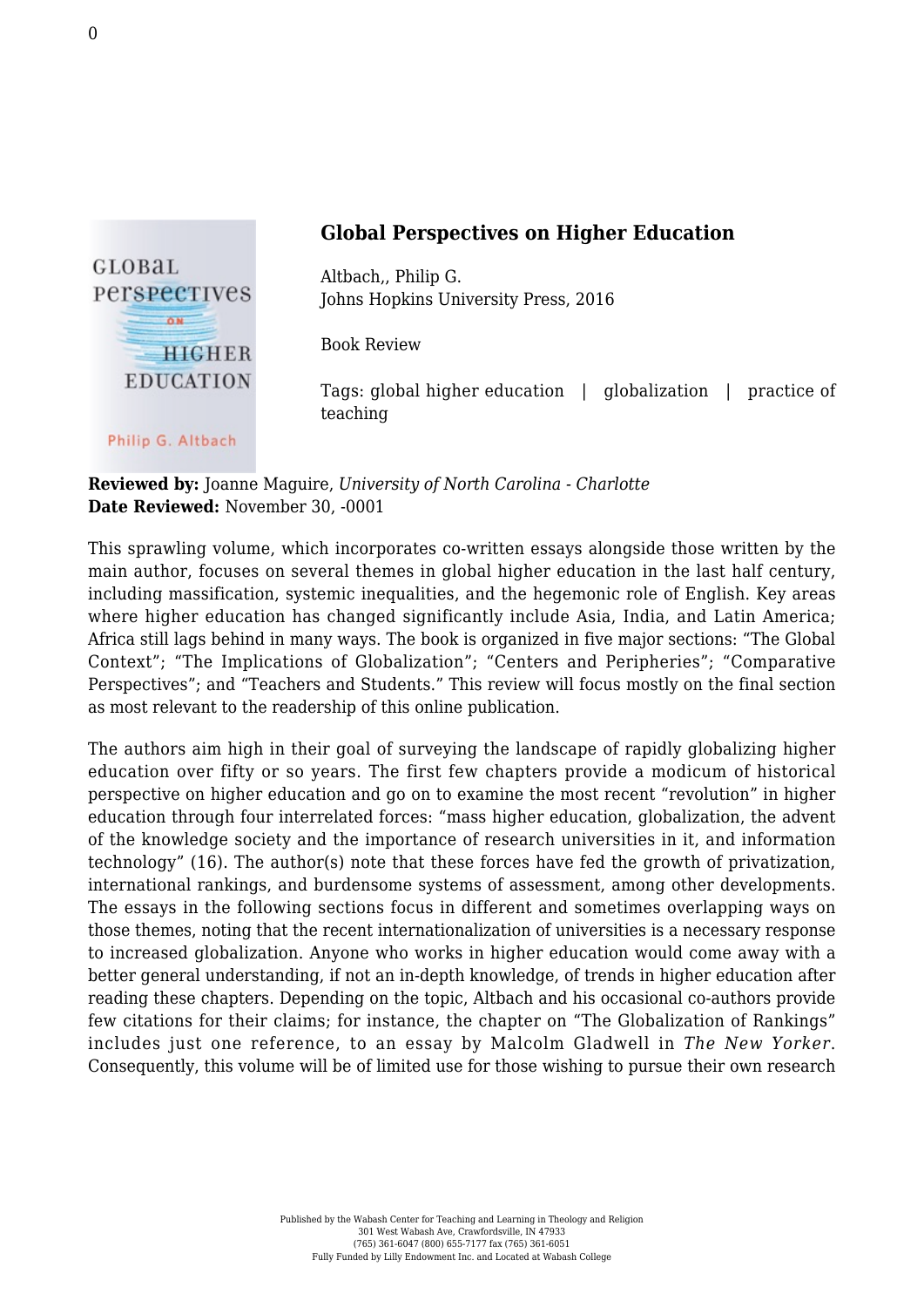## Global Perspectives on Higher Education

Altbach,, Philip G.
Johns Hopkins University Press, 2016

Book Review

Tags: global higher education | globalization | practice of teaching

**Reviewed by:** Joanne Maguire, *University of North Carolina - Charlotte*
**Date Reviewed:** November 30, -0001

This sprawling volume, which incorporates co-written essays alongside those written by the main author, focuses on several themes in global higher education in the last half century, including massification, systemic inequalities, and the hegemonic role of English. Key areas where higher education has changed significantly include Asia, India, and Latin America; Africa still lags behind in many ways. The book is organized in five major sections: "The Global Context"; "The Implications of Globalization"; "Centers and Peripheries"; "Comparative Perspectives"; and "Teachers and Students." This review will focus mostly on the final section as most relevant to the readership of this online publication.

The authors aim high in their goal of surveying the landscape of rapidly globalizing higher education over fifty or so years. The first few chapters provide a modicum of historical perspective on higher education and go on to examine the most recent "revolution" in higher education through four interrelated forces: "mass higher education, globalization, the advent of the knowledge society and the importance of research universities in it, and information technology" (16). The author(s) note that these forces have fed the growth of privatization, international rankings, and burdensome systems of assessment, among other developments. The essays in the following sections focus in different and sometimes overlapping ways on those themes, noting that the recent internationalization of universities is a necessary response to increased globalization. Anyone who works in higher education would come away with a better general understanding, if not an in-depth knowledge, of trends in higher education after reading these chapters. Depending on the topic, Altbach and his occasional co-authors provide few citations for their claims; for instance, the chapter on "The Globalization of Rankings" includes just one reference, to an essay by Malcolm Gladwell in *The New Yorker*. Consequently, this volume will be of limited use for those wishing to pursue their own research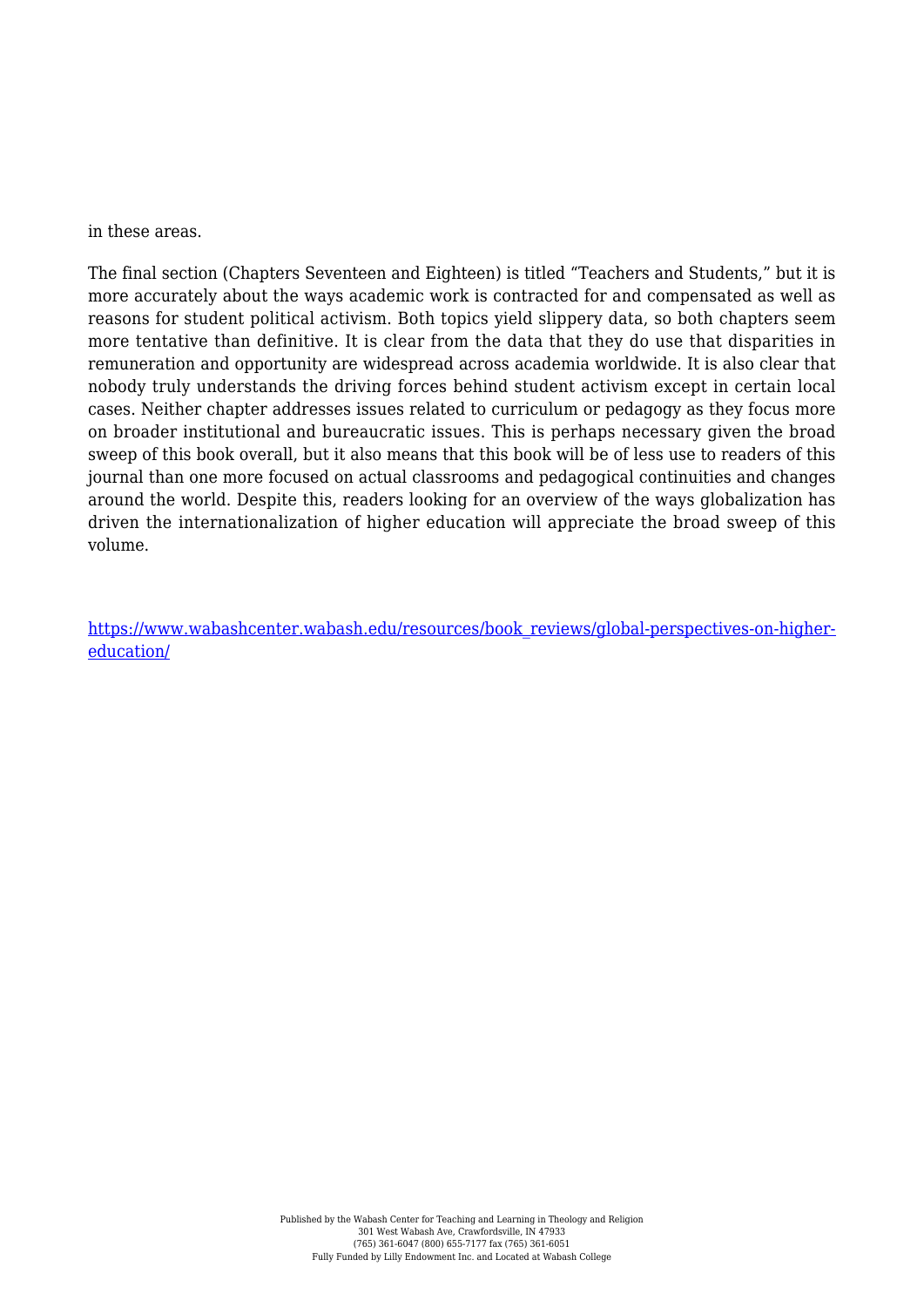in these areas.

The final section (Chapters Seventeen and Eighteen) is titled "Teachers and Students," but it is more accurately about the ways academic work is contracted for and compensated as well as reasons for student political activism. Both topics yield slippery data, so both chapters seem more tentative than definitive. It is clear from the data that they do use that disparities in remuneration and opportunity are widespread across academia worldwide. It is also clear that nobody truly understands the driving forces behind student activism except in certain local cases. Neither chapter addresses issues related to curriculum or pedagogy as they focus more on broader institutional and bureaucratic issues. This is perhaps necessary given the broad sweep of this book overall, but it also means that this book will be of less use to readers of this journal than one more focused on actual classrooms and pedagogical continuities and changes around the world. Despite this, readers looking for an overview of the ways globalization has driven the internationalization of higher education will appreciate the broad sweep of this volume.

[https://www.wabashcenter.wabash.edu/resources/book_reviews/global-perspectives-on-higher-education/](https://www.wabashcenter.wabash.edu/resources/book_reviews/global-perspectives-on-higher-education/)

Published by the Wabash Center for Teaching and Learning in Theology and Religion
301 West Wabash Ave, Crawfordsville, IN 47933
(765) 361-6047 (800) 655-7177 fax (765) 361-6051
Fully Funded by Lilly Endowment Inc. and Located at Wabash College